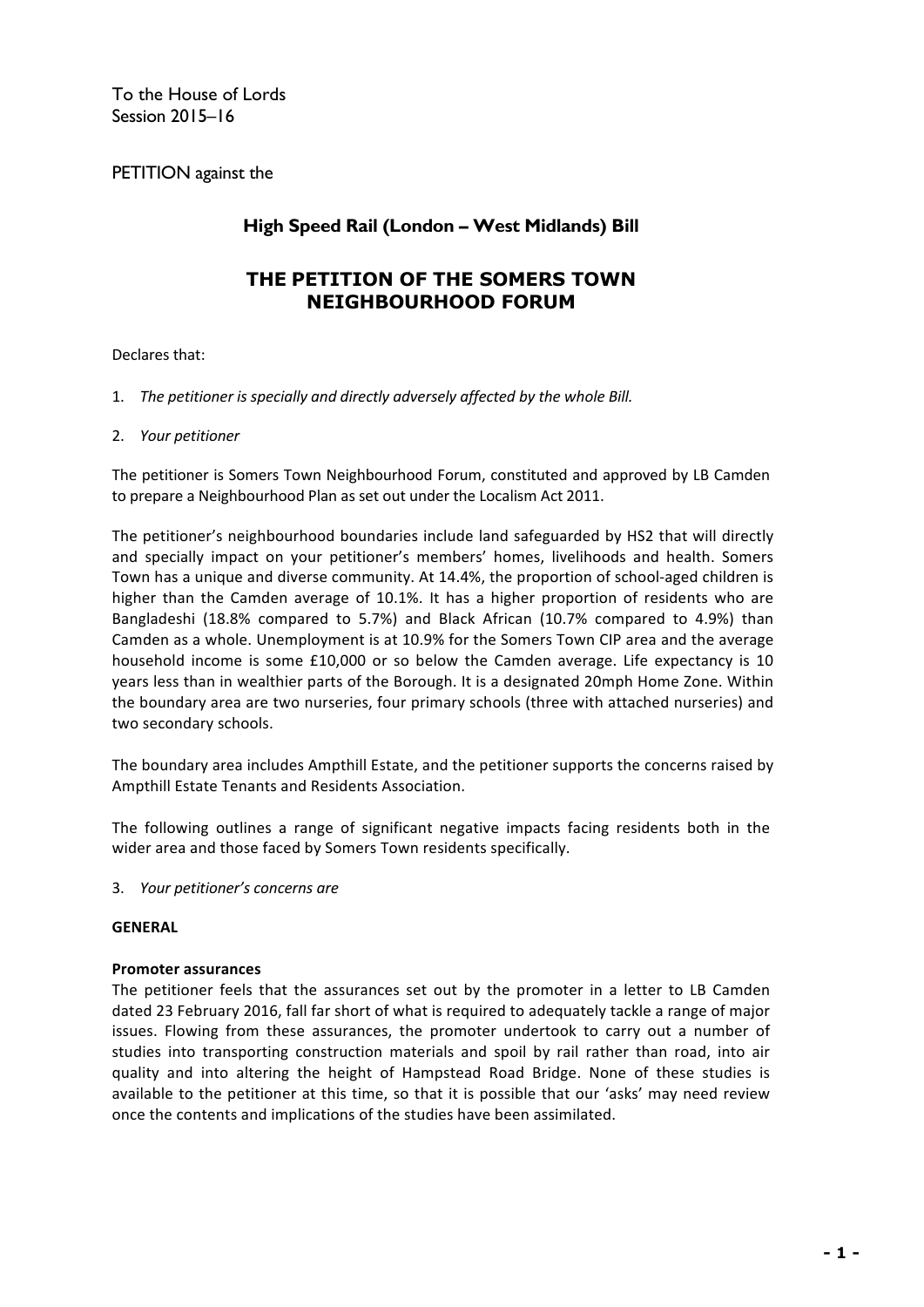To the House of Lords
Session 2015–16

PETITION against the

## High Speed Rail (London – West Midlands) Bill

# THE PETITION OF THE SOMERS TOWN NEIGHBOURHOOD FORUM

Declares that:

1. *The petitioner is specially and directly adversely affected by the whole Bill.*

2. *Your petitioner*

The petitioner is Somers Town Neighbourhood Forum, constituted and approved by LB Camden to prepare a Neighbourhood Plan as set out under the Localism Act 2011.

The petitioner's neighbourhood boundaries include land safeguarded by HS2 that will directly and specially impact on your petitioner's members' homes, livelihoods and health. Somers Town has a unique and diverse community. At 14.4%, the proportion of school-aged children is higher than the Camden average of 10.1%. It has a higher proportion of residents who are Bangladeshi (18.8% compared to 5.7%) and Black African (10.7% compared to 4.9%) than Camden as a whole. Unemployment is at 10.9% for the Somers Town CIP area and the average household income is some £10,000 or so below the Camden average. Life expectancy is 10 years less than in wealthier parts of the Borough. It is a designated 20mph Home Zone. Within the boundary area are two nurseries, four primary schools (three with attached nurseries) and two secondary schools.

The boundary area includes Ampthill Estate, and the petitioner supports the concerns raised by Ampthill Estate Tenants and Residents Association.

The following outlines a range of significant negative impacts facing residents both in the wider area and those faced by Somers Town residents specifically.

3. *Your petitioner's concerns are*

**GENERAL**

**Promoter assurances**

The petitioner feels that the assurances set out by the promoter in a letter to LB Camden dated 23 February 2016, fall far short of what is required to adequately tackle a range of major issues. Flowing from these assurances, the promoter undertook to carry out a number of studies into transporting construction materials and spoil by rail rather than road, into air quality and into altering the height of Hampstead Road Bridge. None of these studies is available to the petitioner at this time, so that it is possible that our 'asks' may need review once the contents and implications of the studies have been assimilated.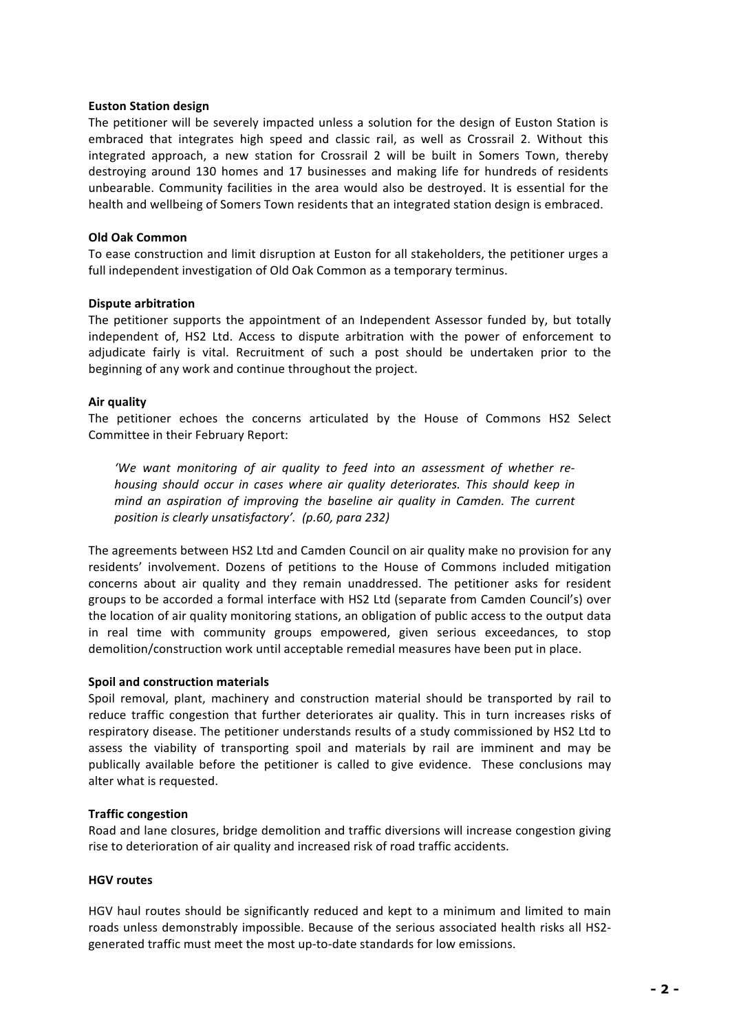**Euston Station design**

The petitioner will be severely impacted unless a solution for the design of Euston Station is embraced that integrates high speed and classic rail, as well as Crossrail 2. Without this integrated approach, a new station for Crossrail 2 will be built in Somers Town, thereby destroying around 130 homes and 17 businesses and making life for hundreds of residents unbearable. Community facilities in the area would also be destroyed. It is essential for the health and wellbeing of Somers Town residents that an integrated station design is embraced.

**Old Oak Common**

To ease construction and limit disruption at Euston for all stakeholders, the petitioner urges a full independent investigation of Old Oak Common as a temporary terminus.

**Dispute arbitration**

The petitioner supports the appointment of an Independent Assessor funded by, but totally independent of, HS2 Ltd. Access to dispute arbitration with the power of enforcement to adjudicate fairly is vital. Recruitment of such a post should be undertaken prior to the beginning of any work and continue throughout the project.

**Air quality**

The petitioner echoes the concerns articulated by the House of Commons HS2 Select Committee in their February Report:

> *'We want monitoring of air quality to feed into an assessment of whether re-housing should occur in cases where air quality deteriorates. This should keep in mind an aspiration of improving the baseline air quality in Camden. The current position is clearly unsatisfactory'. (p.60, para 232)*

The agreements between HS2 Ltd and Camden Council on air quality make no provision for any residents' involvement. Dozens of petitions to the House of Commons included mitigation concerns about air quality and they remain unaddressed. The petitioner asks for resident groups to be accorded a formal interface with HS2 Ltd (separate from Camden Council's) over the location of air quality monitoring stations, an obligation of public access to the output data in real time with community groups empowered, given serious exceedances, to stop demolition/construction work until acceptable remedial measures have been put in place.

**Spoil and construction materials**

Spoil removal, plant, machinery and construction material should be transported by rail to reduce traffic congestion that further deteriorates air quality. This in turn increases risks of respiratory disease. The petitioner understands results of a study commissioned by HS2 Ltd to assess the viability of transporting spoil and materials by rail are imminent and may be publically available before the petitioner is called to give evidence. These conclusions may alter what is requested.

**Traffic congestion**

Road and lane closures, bridge demolition and traffic diversions will increase congestion giving rise to deterioration of air quality and increased risk of road traffic accidents.

**HGV routes**

HGV haul routes should be significantly reduced and kept to a minimum and limited to main roads unless demonstrably impossible. Because of the serious associated health risks all HS2-generated traffic must meet the most up-to-date standards for low emissions.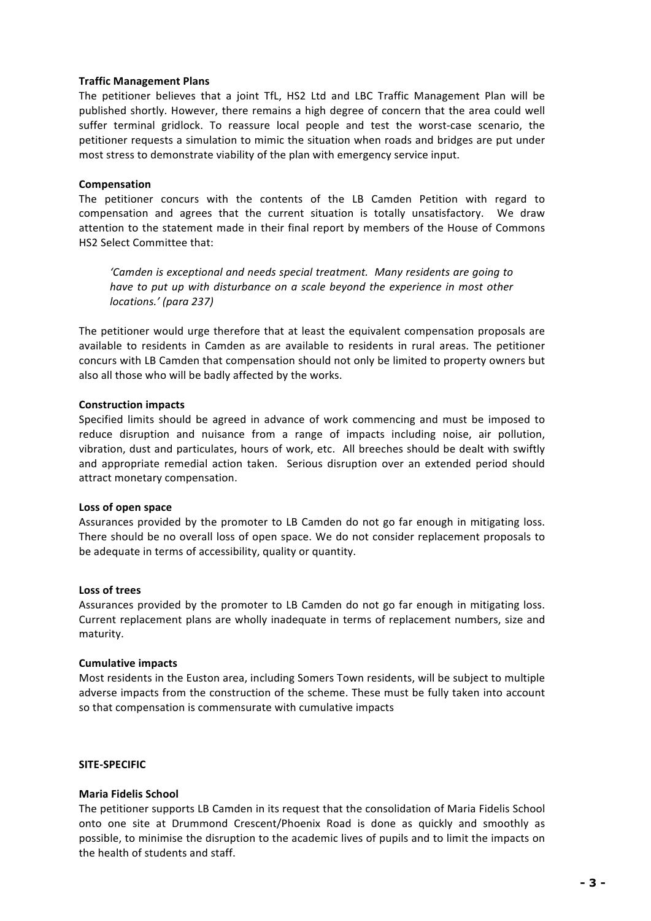**Traffic Management Plans**

The petitioner believes that a joint TfL, HS2 Ltd and LBC Traffic Management Plan will be published shortly. However, there remains a high degree of concern that the area could well suffer terminal gridlock. To reassure local people and test the worst-case scenario, the petitioner requests a simulation to mimic the situation when roads and bridges are put under most stress to demonstrate viability of the plan with emergency service input.

**Compensation**

The petitioner concurs with the contents of the LB Camden Petition with regard to compensation and agrees that the current situation is totally unsatisfactory. We draw attention to the statement made in their final report by members of the House of Commons HS2 Select Committee that:

> *'Camden is exceptional and needs special treatment. Many residents are going to have to put up with disturbance on a scale beyond the experience in most other locations.' (para 237)*

The petitioner would urge therefore that at least the equivalent compensation proposals are available to residents in Camden as are available to residents in rural areas. The petitioner concurs with LB Camden that compensation should not only be limited to property owners but also all those who will be badly affected by the works.

**Construction impacts**

Specified limits should be agreed in advance of work commencing and must be imposed to reduce disruption and nuisance from a range of impacts including noise, air pollution, vibration, dust and particulates, hours of work, etc. All breeches should be dealt with swiftly and appropriate remedial action taken. Serious disruption over an extended period should attract monetary compensation.

**Loss of open space**

Assurances provided by the promoter to LB Camden do not go far enough in mitigating loss. There should be no overall loss of open space. We do not consider replacement proposals to be adequate in terms of accessibility, quality or quantity.

**Loss of trees**

Assurances provided by the promoter to LB Camden do not go far enough in mitigating loss. Current replacement plans are wholly inadequate in terms of replacement numbers, size and maturity.

**Cumulative impacts**

Most residents in the Euston area, including Somers Town residents, will be subject to multiple adverse impacts from the construction of the scheme. These must be fully taken into account so that compensation is commensurate with cumulative impacts

**SITE-SPECIFIC**

**Maria Fidelis School**

The petitioner supports LB Camden in its request that the consolidation of Maria Fidelis School onto one site at Drummond Crescent/Phoenix Road is done as quickly and smoothly as possible, to minimise the disruption to the academic lives of pupils and to limit the impacts on the health of students and staff.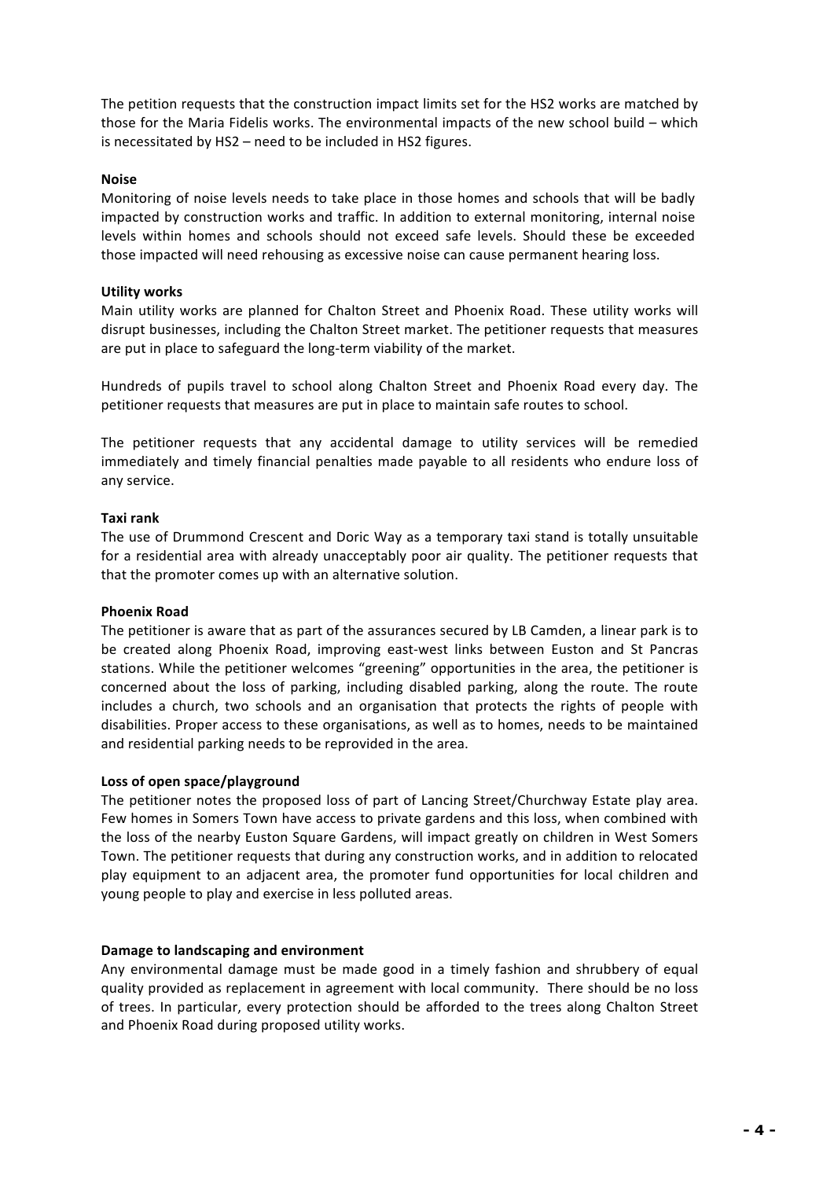The petition requests that the construction impact limits set for the HS2 works are matched by those for the Maria Fidelis works. The environmental impacts of the new school build – which is necessitated by HS2 – need to be included in HS2 figures.

**Noise**

Monitoring of noise levels needs to take place in those homes and schools that will be badly impacted by construction works and traffic. In addition to external monitoring, internal noise levels within homes and schools should not exceed safe levels. Should these be exceeded those impacted will need rehousing as excessive noise can cause permanent hearing loss.

**Utility works**

Main utility works are planned for Chalton Street and Phoenix Road. These utility works will disrupt businesses, including the Chalton Street market. The petitioner requests that measures are put in place to safeguard the long-term viability of the market.

Hundreds of pupils travel to school along Chalton Street and Phoenix Road every day. The petitioner requests that measures are put in place to maintain safe routes to school.

The petitioner requests that any accidental damage to utility services will be remedied immediately and timely financial penalties made payable to all residents who endure loss of any service.

**Taxi rank**

The use of Drummond Crescent and Doric Way as a temporary taxi stand is totally unsuitable for a residential area with already unacceptably poor air quality. The petitioner requests that that the promoter comes up with an alternative solution.

**Phoenix Road**

The petitioner is aware that as part of the assurances secured by LB Camden, a linear park is to be created along Phoenix Road, improving east-west links between Euston and St Pancras stations. While the petitioner welcomes "greening" opportunities in the area, the petitioner is concerned about the loss of parking, including disabled parking, along the route. The route includes a church, two schools and an organisation that protects the rights of people with disabilities. Proper access to these organisations, as well as to homes, needs to be maintained and residential parking needs to be reprovided in the area.

**Loss of open space/playground**

The petitioner notes the proposed loss of part of Lancing Street/Churchway Estate play area. Few homes in Somers Town have access to private gardens and this loss, when combined with the loss of the nearby Euston Square Gardens, will impact greatly on children in West Somers Town. The petitioner requests that during any construction works, and in addition to relocated play equipment to an adjacent area, the promoter fund opportunities for local children and young people to play and exercise in less polluted areas.

**Damage to landscaping and environment**

Any environmental damage must be made good in a timely fashion and shrubbery of equal quality provided as replacement in agreement with local community. There should be no loss of trees. In particular, every protection should be afforded to the trees along Chalton Street and Phoenix Road during proposed utility works.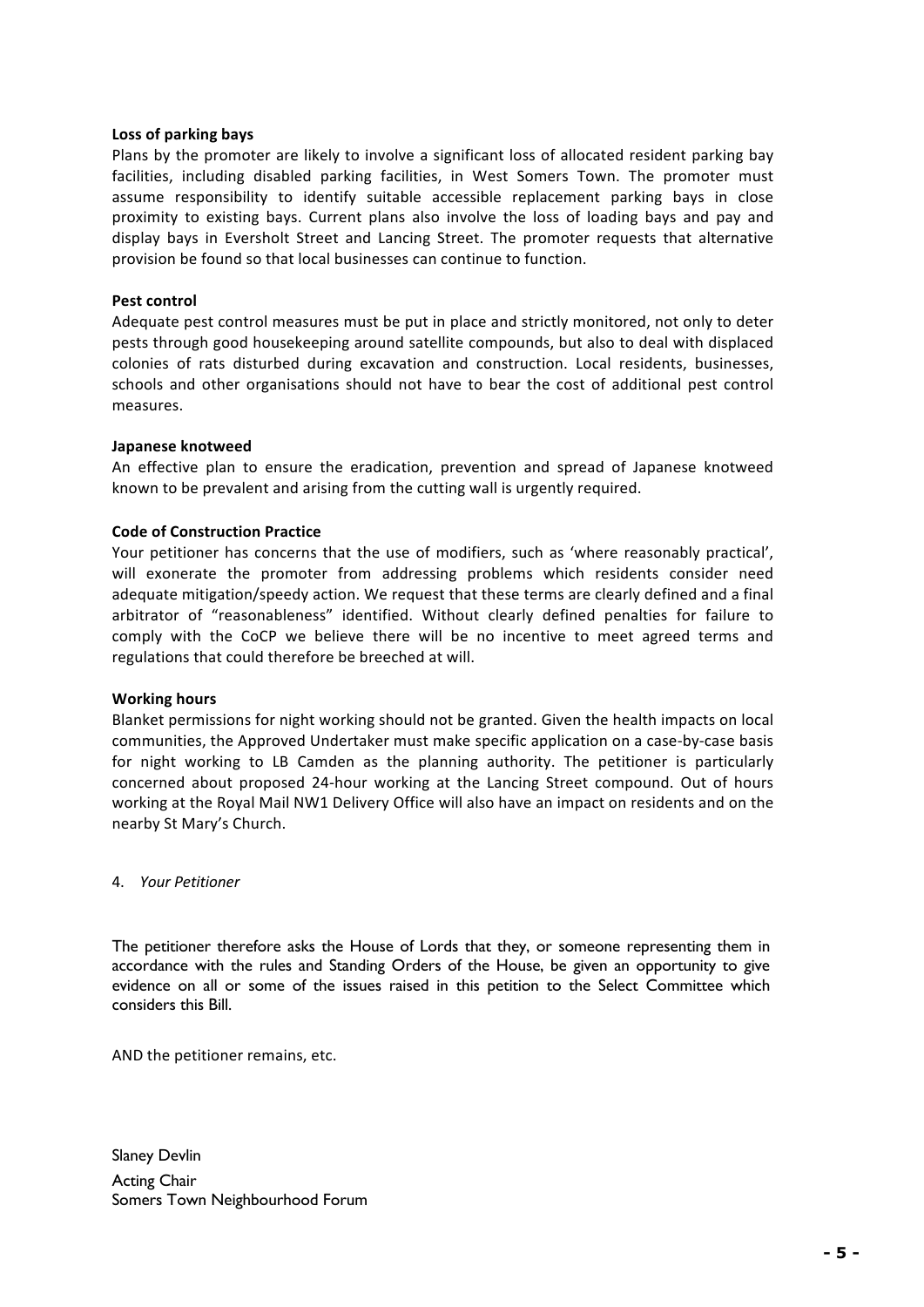**Loss of parking bays**

Plans by the promoter are likely to involve a significant loss of allocated resident parking bay facilities, including disabled parking facilities, in West Somers Town. The promoter must assume responsibility to identify suitable accessible replacement parking bays in close proximity to existing bays. Current plans also involve the loss of loading bays and pay and display bays in Eversholt Street and Lancing Street. The promoter requests that alternative provision be found so that local businesses can continue to function.

**Pest control**

Adequate pest control measures must be put in place and strictly monitored, not only to deter pests through good housekeeping around satellite compounds, but also to deal with displaced colonies of rats disturbed during excavation and construction. Local residents, businesses, schools and other organisations should not have to bear the cost of additional pest control measures.

**Japanese knotweed**

An effective plan to ensure the eradication, prevention and spread of Japanese knotweed known to be prevalent and arising from the cutting wall is urgently required.

**Code of Construction Practice**

Your petitioner has concerns that the use of modifiers, such as 'where reasonably practical', will exonerate the promoter from addressing problems which residents consider need adequate mitigation/speedy action. We request that these terms are clearly defined and a final arbitrator of "reasonableness" identified. Without clearly defined penalties for failure to comply with the CoCP we believe there will be no incentive to meet agreed terms and regulations that could therefore be breeched at will.

**Working hours**

Blanket permissions for night working should not be granted. Given the health impacts on local communities, the Approved Undertaker must make specific application on a case-by-case basis for night working to LB Camden as the planning authority. The petitioner is particularly concerned about proposed 24-hour working at the Lancing Street compound. Out of hours working at the Royal Mail NW1 Delivery Office will also have an impact on residents and on the nearby St Mary's Church.

4. *Your Petitioner*

The petitioner therefore asks the House of Lords that they, or someone representing them in accordance with the rules and Standing Orders of the House, be given an opportunity to give evidence on all or some of the issues raised in this petition to the Select Committee which considers this Bill.

AND the petitioner remains, etc.

Slaney Devlin
Acting Chair
Somers Town Neighbourhood Forum